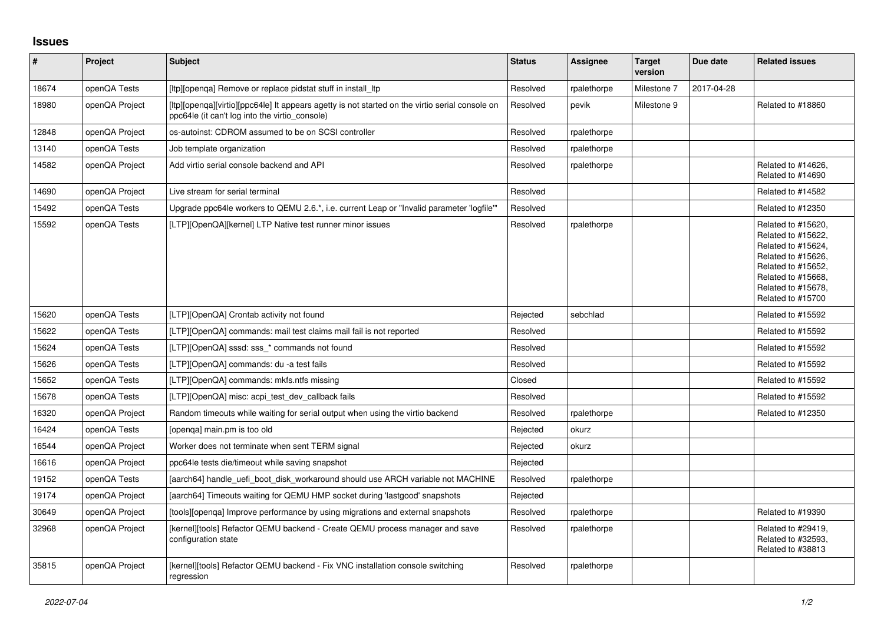# Issues

| # | Project | Subject | Status | Assignee | Target version | Due date | Related issues |
|---|---|---|---|---|---|---|---|
| 18674 | openQA Tests | [ltp][openqa] Remove or replace pidstat stuff in install_ltp | Resolved | rpalethorpe | Milestone 7 | 2017-04-28 | |
| 18980 | openQA Project | [ltp][openqa][virtio][ppc64le] It appears agetty is not started on the virtio serial console on ppc64le (it can't log into the virtio_console) | Resolved | pevik | Milestone 9 | | Related to #18860 |
| 12848 | openQA Project | os-autoinst: CDROM assumed to be on SCSI controller | Resolved | rpalethorpe | | | |
| 13140 | openQA Tests | Job template organization | Resolved | rpalethorpe | | | |
| 14582 | openQA Project | Add virtio serial console backend and API | Resolved | rpalethorpe | | | Related to #14626, Related to #14690 |
| 14690 | openQA Project | Live stream for serial terminal | Resolved | | | | Related to #14582 |
| 15492 | openQA Tests | Upgrade ppc64le workers to QEMU 2.6.*, i.e. current Leap or "Invalid parameter 'logfile'" | Resolved | | | | Related to #12350 |
| 15592 | openQA Tests | [LTP][OpenQA][kernel] LTP Native test runner minor issues | Resolved | rpalethorpe | | | Related to #15620, Related to #15622, Related to #15624, Related to #15626, Related to #15652, Related to #15668, Related to #15678, Related to #15700 |
| 15620 | openQA Tests | [LTP][OpenQA] Crontab activity not found | Rejected | sebchlad | | | Related to #15592 |
| 15622 | openQA Tests | [LTP][OpenQA] commands: mail test claims mail fail is not reported | Resolved | | | | Related to #15592 |
| 15624 | openQA Tests | [LTP][OpenQA] sssd: sss_* commands not found | Resolved | | | | Related to #15592 |
| 15626 | openQA Tests | [LTP][OpenQA] commands: du -a test fails | Resolved | | | | Related to #15592 |
| 15652 | openQA Tests | [LTP][OpenQA] commands: mkfs.ntfs missing | Closed | | | | Related to #15592 |
| 15678 | openQA Tests | [LTP][OpenQA] misc: acpi_test_dev_callback fails | Resolved | | | | Related to #15592 |
| 16320 | openQA Project | Random timeouts while waiting for serial output when using the virtio backend | Resolved | rpalethorpe | | | Related to #12350 |
| 16424 | openQA Tests | [openqa] main.pm is too old | Rejected | okurz | | | |
| 16544 | openQA Project | Worker does not terminate when sent TERM signal | Rejected | okurz | | | |
| 16616 | openQA Project | ppc64le tests die/timeout while saving snapshot | Rejected | | | | |
| 19152 | openQA Tests | [aarch64] handle_uefi_boot_disk_workaround should use ARCH variable not MACHINE | Resolved | rpalethorpe | | | |
| 19174 | openQA Project | [aarch64] Timeouts waiting for QEMU HMP socket during 'lastgood' snapshots | Rejected | | | | |
| 30649 | openQA Project | [tools][openqa] Improve performance by using migrations and external snapshots | Resolved | rpalethorpe | | | Related to #19390 |
| 32968 | openQA Project | [kernel][tools] Refactor QEMU backend - Create QEMU process manager and save configuration state | Resolved | rpalethorpe | | | Related to #29419, Related to #32593, Related to #38813 |
| 35815 | openQA Project | [kernel][tools] Refactor QEMU backend - Fix VNC installation console switching regression | Resolved | rpalethorpe | | | |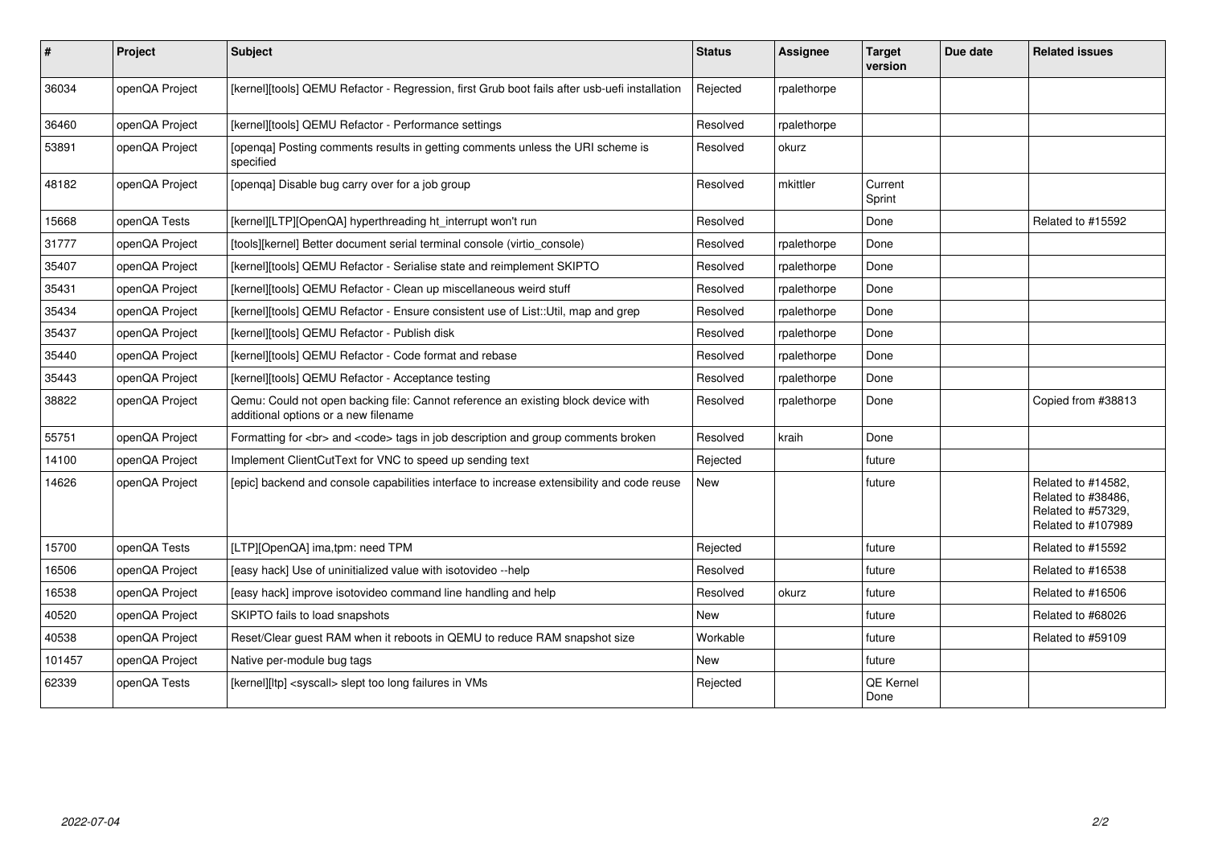| # | Project | Subject | Status | Assignee | Target version | Due date | Related issues |
| --- | --- | --- | --- | --- | --- | --- | --- |
| 36034 | openQA Project | [kernel][tools] QEMU Refactor - Regression, first Grub boot fails after usb-uefi installation | Rejected | rpalethorpe | | | |
| 36460 | openQA Project | [kernel][tools] QEMU Refactor - Performance settings | Resolved | rpalethorpe | | | |
| 53891 | openQA Project | [openqa] Posting comments results in getting comments unless the URI scheme is specified | Resolved | okurz | | | |
| 48182 | openQA Project | [openqa] Disable bug carry over for a job group | Resolved | mkittler | Current Sprint | | |
| 15668 | openQA Tests | [kernel][LTP][OpenQA] hyperthreading ht_interrupt won't run | Resolved | | Done | | Related to #15592 |
| 31777 | openQA Project | [tools][kernel] Better document serial terminal console (virtio_console) | Resolved | rpalethorpe | Done | | |
| 35407 | openQA Project | [kernel][tools] QEMU Refactor - Serialise state and reimplement SKIPTO | Resolved | rpalethorpe | Done | | |
| 35431 | openQA Project | [kernel][tools] QEMU Refactor - Clean up miscellaneous weird stuff | Resolved | rpalethorpe | Done | | |
| 35434 | openQA Project | [kernel][tools] QEMU Refactor - Ensure consistent use of List::Util, map and grep | Resolved | rpalethorpe | Done | | |
| 35437 | openQA Project | [kernel][tools] QEMU Refactor - Publish disk | Resolved | rpalethorpe | Done | | |
| 35440 | openQA Project | [kernel][tools] QEMU Refactor - Code format and rebase | Resolved | rpalethorpe | Done | | |
| 35443 | openQA Project | [kernel][tools] QEMU Refactor - Acceptance testing | Resolved | rpalethorpe | Done | | |
| 38822 | openQA Project | Qemu: Could not open backing file: Cannot reference an existing block device with additional options or a new filename | Resolved | rpalethorpe | Done | | Copied from #38813 |
| 55751 | openQA Project | Formatting for <br> and <code> tags in job description and group comments broken | Resolved | kraih | Done | | |
| 14100 | openQA Project | Implement ClientCutText for VNC to speed up sending text | Rejected | | future | | |
| 14626 | openQA Project | [epic] backend and console capabilities interface to increase extensibility and code reuse | New | | future | | Related to #14582, Related to #38486, Related to #57329, Related to #107989 |
| 15700 | openQA Tests | [LTP][OpenQA] ima,tpm: need TPM | Rejected | | future | | Related to #15592 |
| 16506 | openQA Project | [easy hack] Use of uninitialized value with isotovideo --help | Resolved | | future | | Related to #16538 |
| 16538 | openQA Project | [easy hack] improve isotovideo command line handling and help | Resolved | okurz | future | | Related to #16506 |
| 40520 | openQA Project | SKIPTO fails to load snapshots | New | | future | | Related to #68026 |
| 40538 | openQA Project | Reset/Clear guest RAM when it reboots in QEMU to reduce RAM snapshot size | Workable | | future | | Related to #59109 |
| 101457 | openQA Project | Native per-module bug tags | New | | future | | |
| 62339 | openQA Tests | [kernel][ltp] <syscall> slept too long failures in VMs | Rejected | | QE Kernel Done | | |